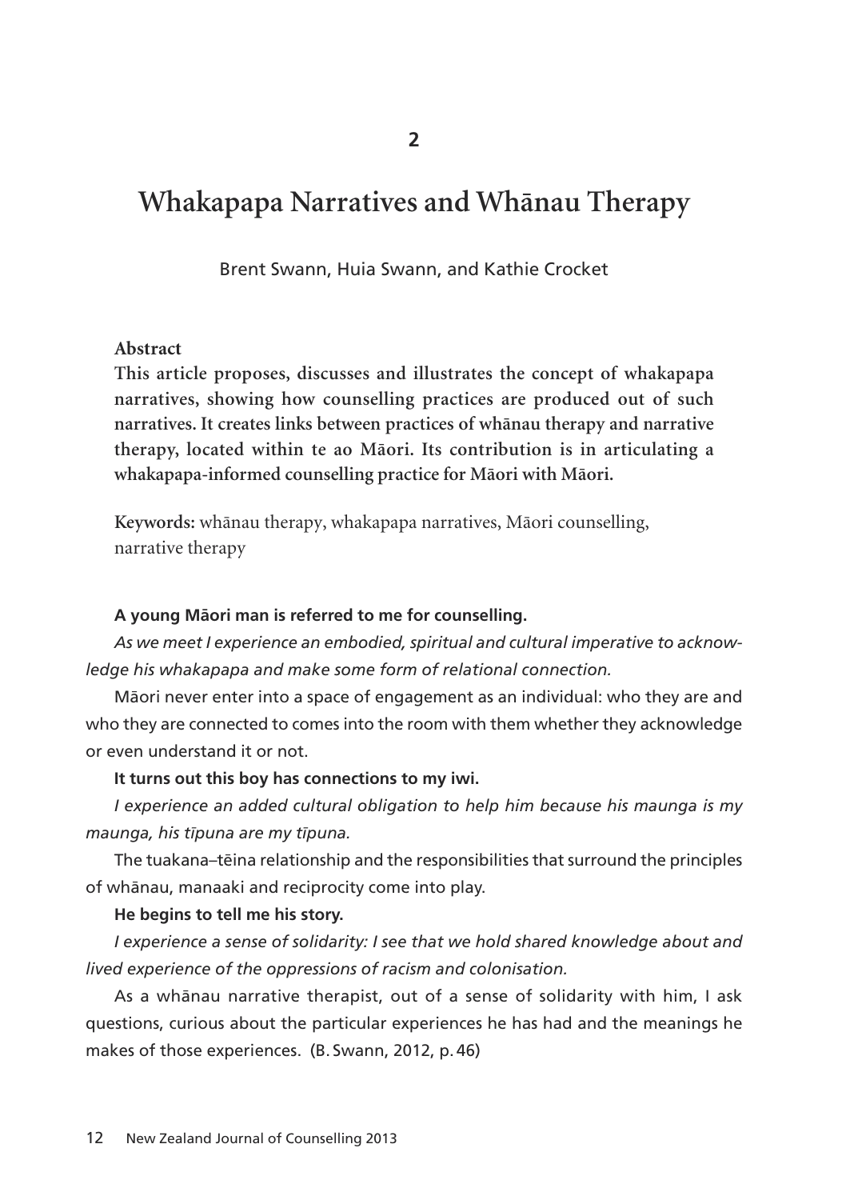2

# Whakapapa Narratives and Whānau Therapy

Brent Swann, Huia Swann, and Kathie Crocket

**Abstract**

**This article proposes, discusses and illustrates the concept of whakapapa narratives, showing how counselling practices are produced out of such narratives. It creates links between practices of whānau therapy and narrative therapy, located within te ao Māori. Its contribution is in articulating a whakapapa-informed counselling practice for Māori with Māori.**

**Keywords:** whānau therapy, whakapapa narratives, Māori counselling, narrative therapy

**A young Māori man is referred to me for counselling.**

*As we meet I experience an embodied, spiritual and cultural imperative to acknowledge his whakapapa and make some form of relational connection.*

Māori never enter into a space of engagement as an individual: who they are and who they are connected to comes into the room with them whether they acknowledge or even understand it or not.

**It turns out this boy has connections to my iwi.**

*I experience an added cultural obligation to help him because his maunga is my maunga, his tīpuna are my tīpuna.*

The tuakana–tēina relationship and the responsibilities that surround the principles of whānau, manaaki and reciprocity come into play.

**He begins to tell me his story.**

*I experience a sense of solidarity: I see that we hold shared knowledge about and lived experience of the oppressions of racism and colonisation.*

As a whānau narrative therapist, out of a sense of solidarity with him, I ask questions, curious about the particular experiences he has had and the meanings he makes of those experiences. (B. Swann, 2012, p. 46)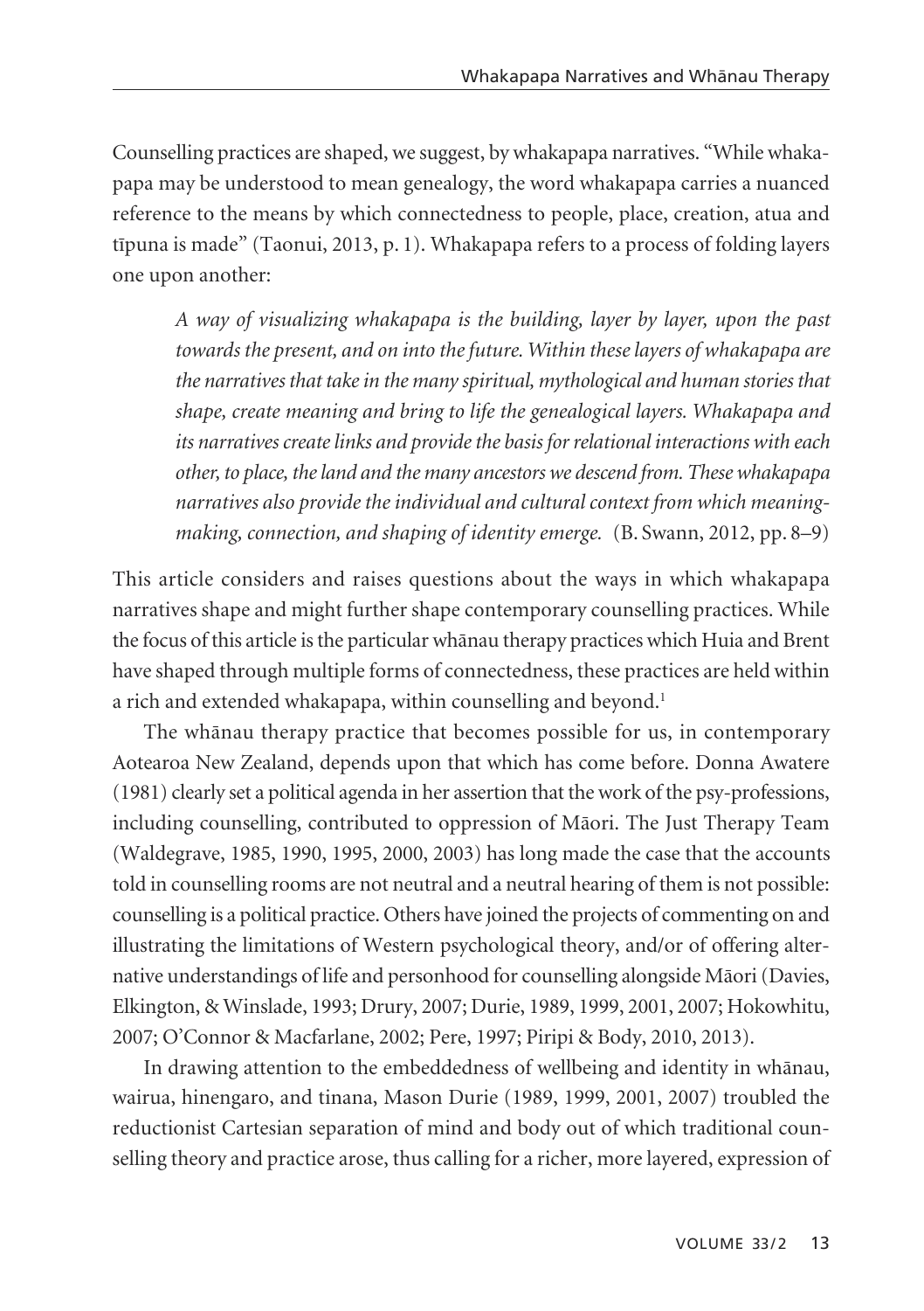Counselling practices are shaped, we suggest, by whakapapa narratives. "While whakapapa may be understood to mean genealogy, the word whakapapa carries a nuanced reference to the means by which connectedness to people, place, creation, atua and tīpuna is made" (Taonui, 2013, p. 1). Whakapapa refers to a process of folding layers one upon another:

> *A way of visualizing whakapapa is the building, layer by layer, upon the past towards the present, and on into the future. Within these layers of whakapapa are the narratives that take in the many spiritual, mythological and human stories that shape, create meaning and bring to life the genealogical layers. Whakapapa and its narratives create links and provide the basis for relational interactions with each other, to place, the land and the many ancestors we descend from. These whakapapa narratives also provide the individual and cultural context from which meaning-making, connection, and shaping of identity emerge.* (B. Swann, 2012, pp. 8–9)

This article considers and raises questions about the ways in which whakapapa narratives shape and might further shape contemporary counselling practices. While the focus of this article is the particular whānau therapy practices which Huia and Brent have shaped through multiple forms of connectedness, these practices are held within a rich and extended whakapapa, within counselling and beyond.[1]

The whānau therapy practice that becomes possible for us, in contemporary Aotearoa New Zealand, depends upon that which has come before. Donna Awatere (1981) clearly set a political agenda in her assertion that the work of the psy-professions, including counselling, contributed to oppression of Māori. The Just Therapy Team (Waldegrave, 1985, 1990, 1995, 2000, 2003) has long made the case that the accounts told in counselling rooms are not neutral and a neutral hearing of them is not possible: counselling is a political practice. Others have joined the projects of commenting on and illustrating the limitations of Western psychological theory, and/or of offering alternative understandings of life and personhood for counselling alongside Māori (Davies, Elkington, & Winslade, 1993; Drury, 2007; Durie, 1989, 1999, 2001, 2007; Hokowhitu, 2007; O'Connor & Macfarlane, 2002; Pere, 1997; Piripi & Body, 2010, 2013).

In drawing attention to the embeddedness of wellbeing and identity in whānau, wairua, hinengaro, and tinana, Mason Durie (1989, 1999, 2001, 2007) troubled the reductionist Cartesian separation of mind and body out of which traditional counselling theory and practice arose, thus calling for a richer, more layered, expression of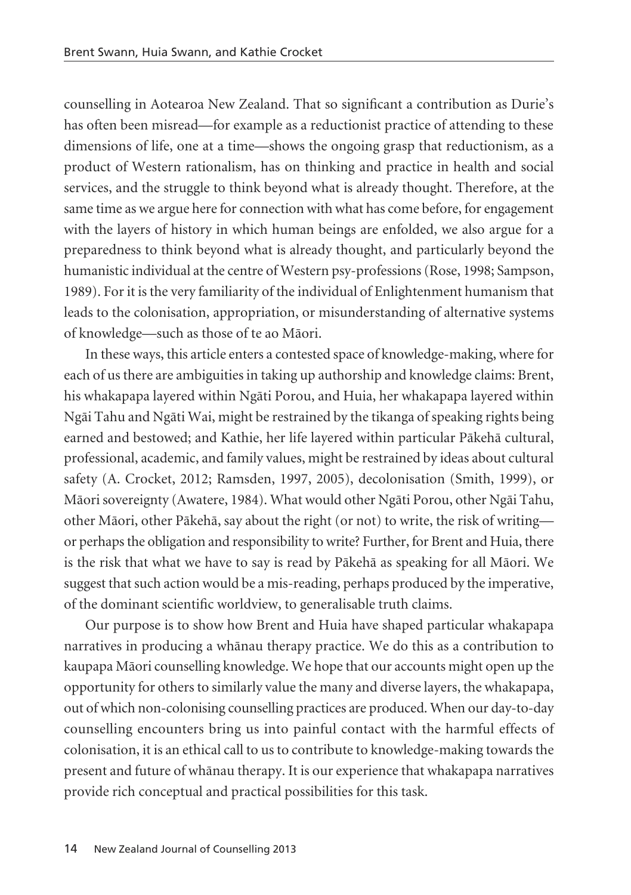counselling in Aotearoa New Zealand. That so significant a contribution as Durie's has often been misread—for example as a reductionist practice of attending to these dimensions of life, one at a time—shows the ongoing grasp that reductionism, as a product of Western rationalism, has on thinking and practice in health and social services, and the struggle to think beyond what is already thought. Therefore, at the same time as we argue here for connection with what has come before, for engagement with the layers of history in which human beings are enfolded, we also argue for a preparedness to think beyond what is already thought, and particularly beyond the humanistic individual at the centre of Western psy-professions (Rose, 1998; Sampson, 1989). For it is the very familiarity of the individual of Enlightenment humanism that leads to the colonisation, appropriation, or misunderstanding of alternative systems of knowledge—such as those of te ao Māori.

In these ways, this article enters a contested space of knowledge-making, where for each of us there are ambiguities in taking up authorship and knowledge claims: Brent, his whakapapa layered within Ngāti Porou, and Huia, her whakapapa layered within Ngāi Tahu and Ngāti Wai, might be restrained by the tikanga of speaking rights being earned and bestowed; and Kathie, her life layered within particular Pākehā cultural, professional, academic, and family values, might be restrained by ideas about cultural safety (A. Crocket, 2012; Ramsden, 1997, 2005), decolonisation (Smith, 1999), or Māori sovereignty (Awatere, 1984). What would other Ngāti Porou, other Ngāi Tahu, other Māori, other Pākehā, say about the right (or not) to write, the risk of writing—or perhaps the obligation and responsibility to write? Further, for Brent and Huia, there is the risk that what we have to say is read by Pākehā as speaking for all Māori. We suggest that such action would be a mis-reading, perhaps produced by the imperative, of the dominant scientific worldview, to generalisable truth claims.

Our purpose is to show how Brent and Huia have shaped particular whakapapa narratives in producing a whānau therapy practice. We do this as a contribution to kaupapa Māori counselling knowledge. We hope that our accounts might open up the opportunity for others to similarly value the many and diverse layers, the whakapapa, out of which non-colonising counselling practices are produced. When our day-to-day counselling encounters bring us into painful contact with the harmful effects of colonisation, it is an ethical call to us to contribute to knowledge-making towards the present and future of whānau therapy. It is our experience that whakapapa narratives provide rich conceptual and practical possibilities for this task.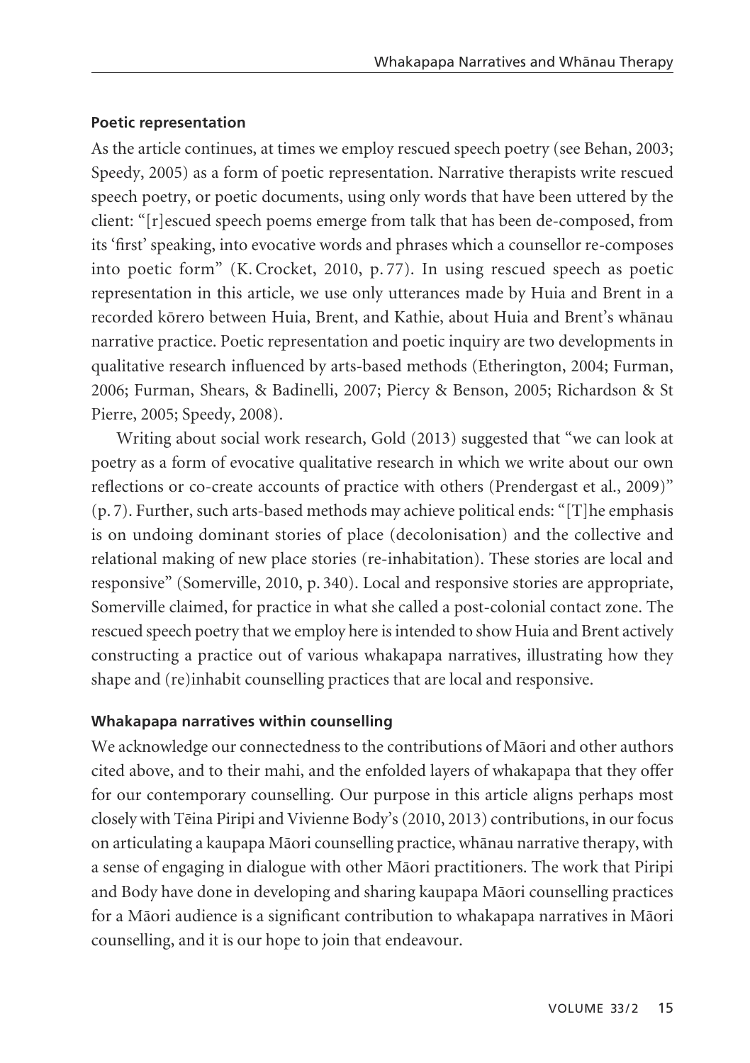### Poetic representation

As the article continues, at times we employ rescued speech poetry (see Behan, 2003; Speedy, 2005) as a form of poetic representation. Narrative therapists write rescued speech poetry, or poetic documents, using only words that have been uttered by the client: "[r]escued speech poems emerge from talk that has been de-composed, from its 'first' speaking, into evocative words and phrases which a counsellor re-composes into poetic form" (K. Crocket, 2010, p. 77). In using rescued speech as poetic representation in this article, we use only utterances made by Huia and Brent in a recorded kōrero between Huia, Brent, and Kathie, about Huia and Brent's whānau narrative practice. Poetic representation and poetic inquiry are two developments in qualitative research influenced by arts-based methods (Etherington, 2004; Furman, 2006; Furman, Shears, & Badinelli, 2007; Piercy & Benson, 2005; Richardson & St Pierre, 2005; Speedy, 2008).

Writing about social work research, Gold (2013) suggested that "we can look at poetry as a form of evocative qualitative research in which we write about our own reflections or co-create accounts of practice with others (Prendergast et al., 2009)" (p. 7). Further, such arts-based methods may achieve political ends: "[T]he emphasis is on undoing dominant stories of place (decolonisation) and the collective and relational making of new place stories (re-inhabitation). These stories are local and responsive" (Somerville, 2010, p. 340). Local and responsive stories are appropriate, Somerville claimed, for practice in what she called a post-colonial contact zone. The rescued speech poetry that we employ here is intended to show Huia and Brent actively constructing a practice out of various whakapapa narratives, illustrating how they shape and (re)inhabit counselling practices that are local and responsive.

### Whakapapa narratives within counselling

We acknowledge our connectedness to the contributions of Māori and other authors cited above, and to their mahi, and the enfolded layers of whakapapa that they offer for our contemporary counselling. Our purpose in this article aligns perhaps most closely with Tēina Piripi and Vivienne Body's (2010, 2013) contributions, in our focus on articulating a kaupapa Māori counselling practice, whānau narrative therapy, with a sense of engaging in dialogue with other Māori practitioners. The work that Piripi and Body have done in developing and sharing kaupapa Māori counselling practices for a Māori audience is a significant contribution to whakapapa narratives in Māori counselling, and it is our hope to join that endeavour.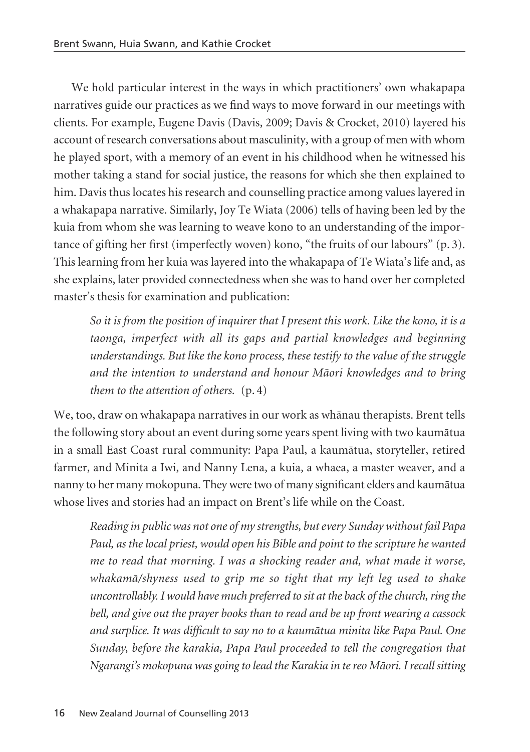We hold particular interest in the ways in which practitioners' own whakapapa narratives guide our practices as we find ways to move forward in our meetings with clients. For example, Eugene Davis (Davis, 2009; Davis & Crocket, 2010) layered his account of research conversations about masculinity, with a group of men with whom he played sport, with a memory of an event in his childhood when he witnessed his mother taking a stand for social justice, the reasons for which she then explained to him. Davis thus locates his research and counselling practice among values layered in a whakapapa narrative. Similarly, Joy Te Wiata (2006) tells of having been led by the kuia from whom she was learning to weave kono to an understanding of the importance of gifting her first (imperfectly woven) kono, "the fruits of our labours" (p. 3). This learning from her kuia was layered into the whakapapa of Te Wiata's life and, as she explains, later provided connectedness when she was to hand over her completed master's thesis for examination and publication:

> *So it is from the position of inquirer that I present this work. Like the kono, it is a taonga, imperfect with all its gaps and partial knowledges and beginning understandings. But like the kono process, these testify to the value of the struggle and the intention to understand and honour Māori knowledges and to bring them to the attention of others.* (p. 4)

We, too, draw on whakapapa narratives in our work as whānau therapists. Brent tells the following story about an event during some years spent living with two kaumātua in a small East Coast rural community: Papa Paul, a kaumātua, storyteller, retired farmer, and Minita a Iwi, and Nanny Lena, a kuia, a whaea, a master weaver, and a nanny to her many mokopuna. They were two of many significant elders and kaumātua whose lives and stories had an impact on Brent's life while on the Coast.

> *Reading in public was not one of my strengths, but every Sunday without fail Papa Paul, as the local priest, would open his Bible and point to the scripture he wanted me to read that morning. I was a shocking reader and, what made it worse, whakamā/shyness used to grip me so tight that my left leg used to shake uncontrollably. I would have much preferred to sit at the back of the church, ring the bell, and give out the prayer books than to read and be up front wearing a cassock and surplice. It was difficult to say no to a kaumātua minita like Papa Paul. One Sunday, before the karakia, Papa Paul proceeded to tell the congregation that Ngarangi's mokopuna was going to lead the Karakia in te reo Māori. I recall sitting*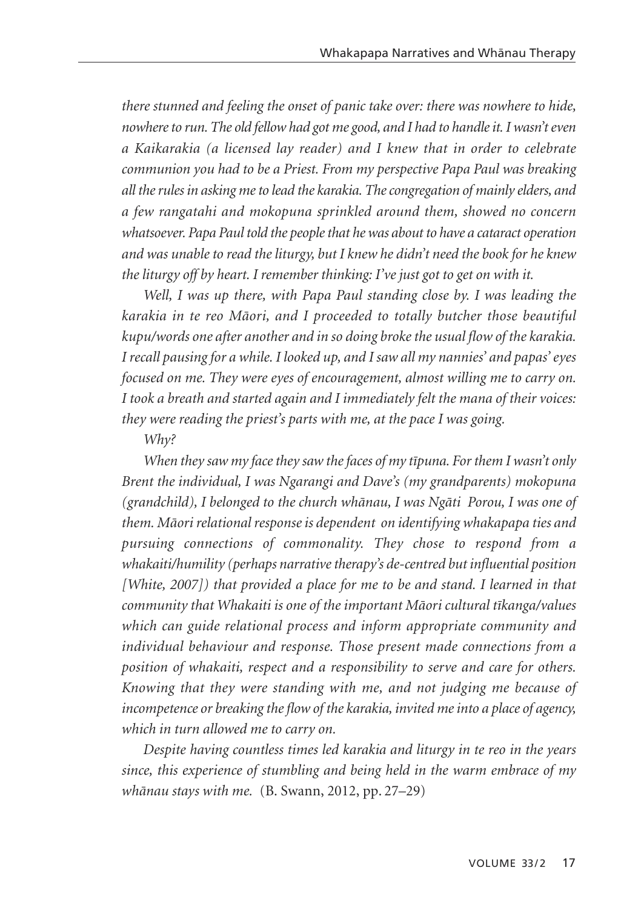*there stunned and feeling the onset of panic take over: there was nowhere to hide, nowhere to run. The old fellow had got me good, and I had to handle it. I wasn't even a Kaikarakia (a licensed lay reader) and I knew that in order to celebrate communion you had to be a Priest. From my perspective Papa Paul was breaking all the rules in asking me to lead the karakia. The congregation of mainly elders, and a few rangatahi and mokopuna sprinkled around them, showed no concern whatsoever. Papa Paul told the people that he was about to have a cataract operation and was unable to read the liturgy, but I knew he didn't need the book for he knew the liturgy off by heart. I remember thinking: I've just got to get on with it.*

*Well, I was up there, with Papa Paul standing close by. I was leading the karakia in te reo Māori, and I proceeded to totally butcher those beautiful kupu/words one after another and in so doing broke the usual flow of the karakia. I recall pausing for a while. I looked up, and I saw all my nannies' and papas' eyes focused on me. They were eyes of encouragement, almost willing me to carry on. I took a breath and started again and I immediately felt the mana of their voices: they were reading the priest's parts with me, at the pace I was going.*

*Why?*

*When they saw my face they saw the faces of my tīpuna. For them I wasn't only Brent the individual, I was Ngarangi and Dave's (my grandparents) mokopuna (grandchild), I belonged to the church whānau, I was Ngāti Porou, I was one of them. Māori relational response is dependent on identifying whakapapa ties and pursuing connections of commonality. They chose to respond from a whakaiti/humility (perhaps narrative therapy's de-centred but influential position [White, 2007]) that provided a place for me to be and stand. I learned in that community that Whakaiti is one of the important Māori cultural tīkanga/values which can guide relational process and inform appropriate community and individual behaviour and response. Those present made connections from a position of whakaiti, respect and a responsibility to serve and care for others. Knowing that they were standing with me, and not judging me because of incompetence or breaking the flow of the karakia, invited me into a place of agency, which in turn allowed me to carry on.*

*Despite having countless times led karakia and liturgy in te reo in the years since, this experience of stumbling and being held in the warm embrace of my whānau stays with me.* (B. Swann, 2012, pp. 27–29)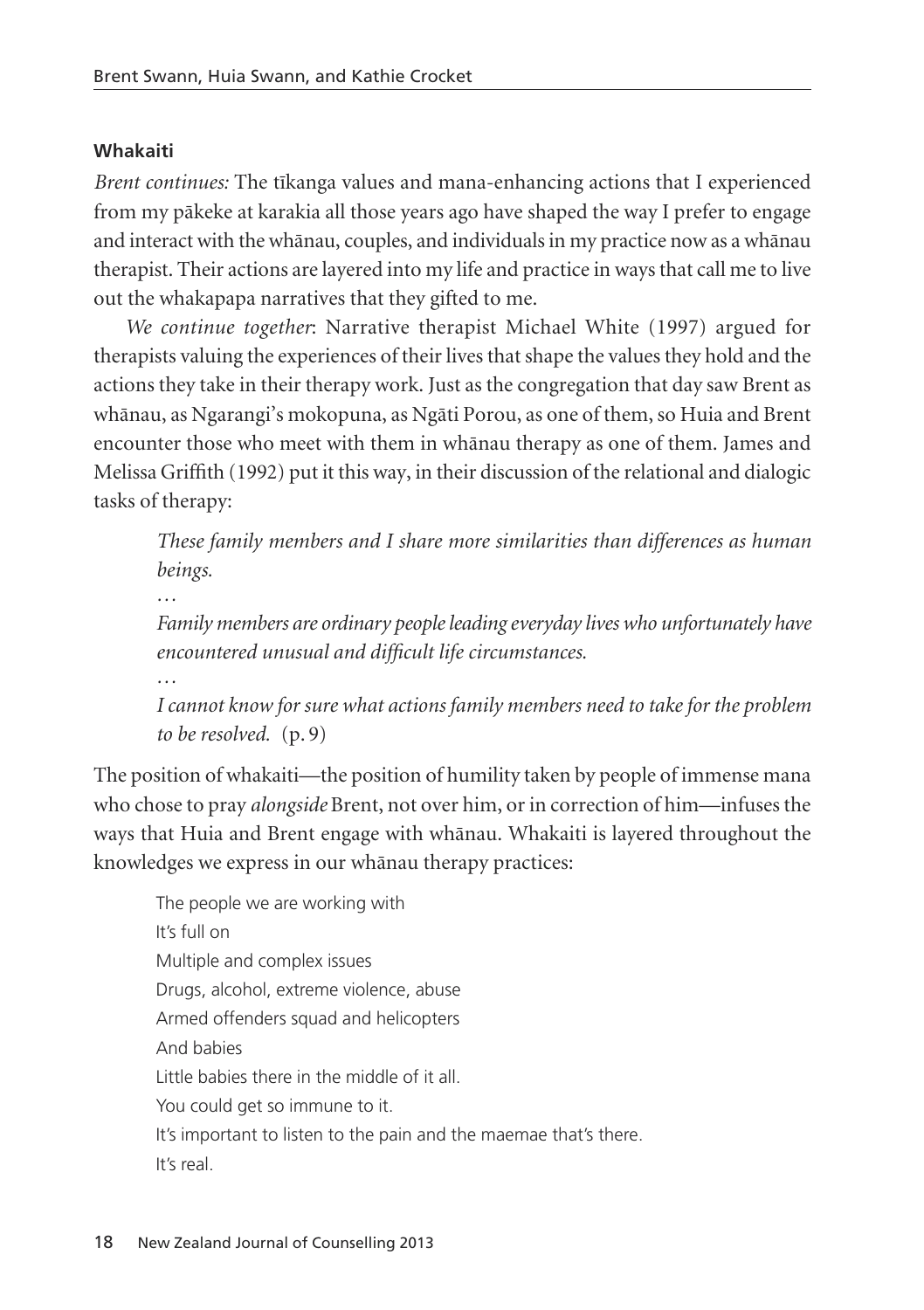### Whakaiti

*Brent continues:* The tīkanga values and mana-enhancing actions that I experienced from my pākeke at karakia all those years ago have shaped the way I prefer to engage and interact with the whānau, couples, and individuals in my practice now as a whānau therapist. Their actions are layered into my life and practice in ways that call me to live out the whakapapa narratives that they gifted to me.

*We continue together*: Narrative therapist Michael White (1997) argued for therapists valuing the experiences of their lives that shape the values they hold and the actions they take in their therapy work. Just as the congregation that day saw Brent as whānau, as Ngarangi's mokopuna, as Ngāti Porou, as one of them, so Huia and Brent encounter those who meet with them in whānau therapy as one of them. James and Melissa Griffith (1992) put it this way, in their discussion of the relational and dialogic tasks of therapy:

> *These family members and I share more similarities than differences as human beings.*
>
> …
>
> *Family members are ordinary people leading everyday lives who unfortunately have encountered unusual and difficult life circumstances.*
>
> …
>
> *I cannot know for sure what actions family members need to take for the problem to be resolved.* (p. 9)

The position of whakaiti—the position of humility taken by people of immense mana who chose to pray *alongside* Brent, not over him, or in correction of him—infuses the ways that Huia and Brent engage with whānau. Whakaiti is layered throughout the knowledges we express in our whānau therapy practices:

> The people we are working with
> It's full on
> Multiple and complex issues
> Drugs, alcohol, extreme violence, abuse
> Armed offenders squad and helicopters
> And babies
> Little babies there in the middle of it all.
> You could get so immune to it.
> It's important to listen to the pain and the maemae that's there.
> It's real.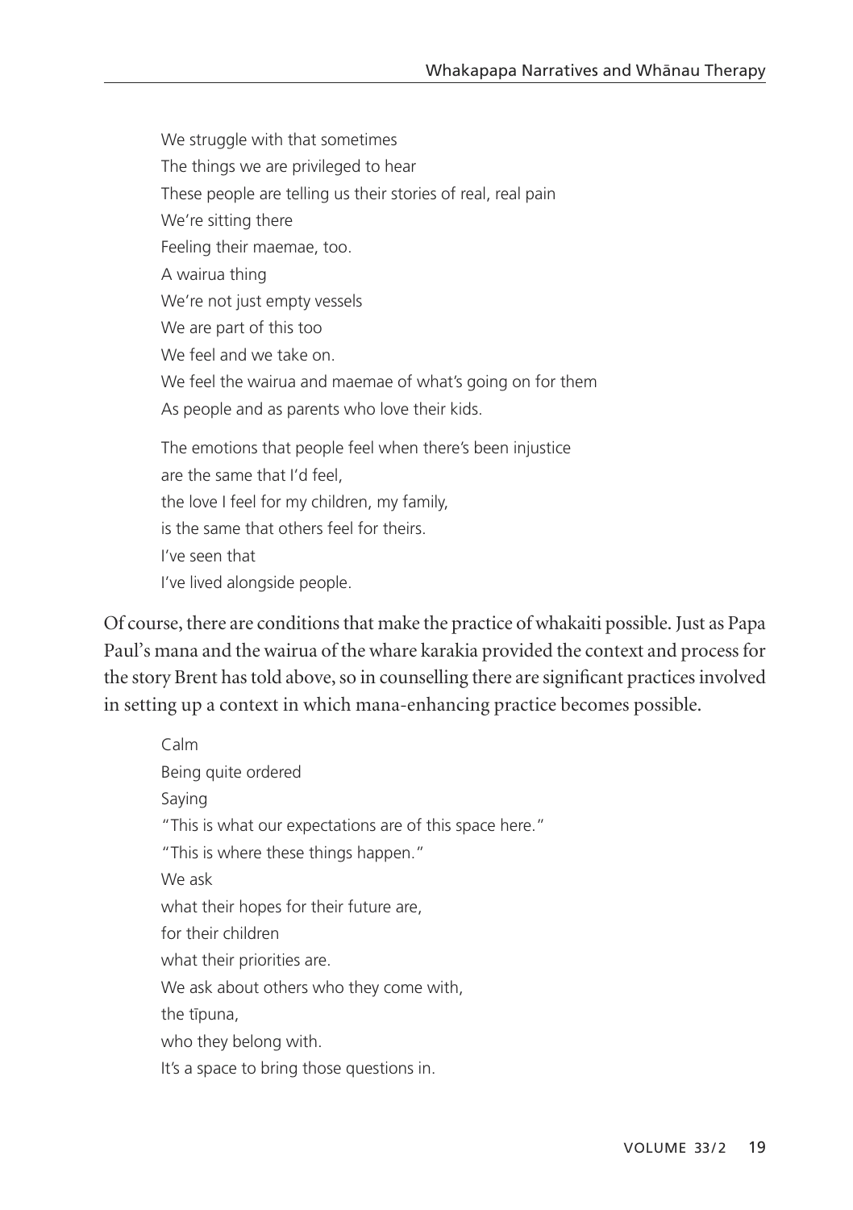We struggle with that sometimes  
The things we are privileged to hear  
These people are telling us their stories of real, real pain  
We're sitting there  
Feeling their maemae, too.  
A wairua thing  
We're not just empty vessels  
We are part of this too  
We feel and we take on.  
We feel the wairua and maemae of what's going on for them  
As people and as parents who love their kids.

The emotions that people feel when there's been injustice  
are the same that I'd feel,  
the love I feel for my children, my family,  
is the same that others feel for theirs.  
I've seen that  
I've lived alongside people.

Of course, there are conditions that make the practice of whakaiti possible. Just as Papa Paul's mana and the wairua of the whare karakia provided the context and process for the story Brent has told above, so in counselling there are significant practices involved in setting up a context in which mana-enhancing practice becomes possible.

Calm  
Being quite ordered  
Saying  
"This is what our expectations are of this space here."  
"This is where these things happen."  
We ask  
what their hopes for their future are,  
for their children  
what their priorities are.  
We ask about others who they come with,  
the tīpuna,  
who they belong with.  
It's a space to bring those questions in.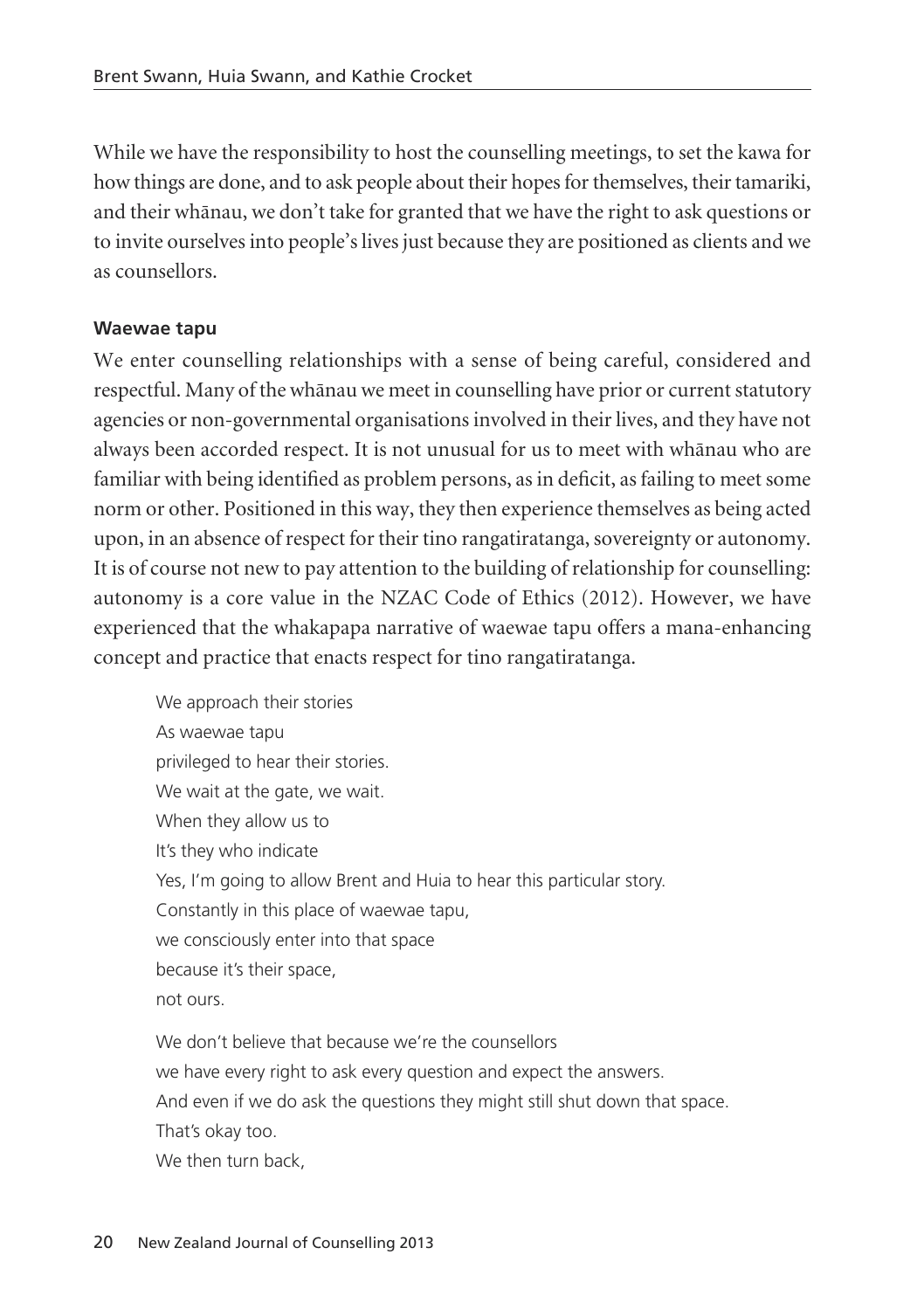While we have the responsibility to host the counselling meetings, to set the kawa for how things are done, and to ask people about their hopes for themselves, their tamariki, and their whānau, we don't take for granted that we have the right to ask questions or to invite ourselves into people's lives just because they are positioned as clients and we as counsellors.

### Waewae tapu

We enter counselling relationships with a sense of being careful, considered and respectful. Many of the whānau we meet in counselling have prior or current statutory agencies or non-governmental organisations involved in their lives, and they have not always been accorded respect. It is not unusual for us to meet with whānau who are familiar with being identified as problem persons, as in deficit, as failing to meet some norm or other. Positioned in this way, they then experience themselves as being acted upon, in an absence of respect for their tino rangatiratanga, sovereignty or autonomy. It is of course not new to pay attention to the building of relationship for counselling: autonomy is a core value in the NZAC Code of Ethics (2012). However, we have experienced that the whakapapa narrative of waewae tapu offers a mana-enhancing concept and practice that enacts respect for tino rangatiratanga.

> We approach their stories
> As waewae tapu
> privileged to hear their stories.
> We wait at the gate, we wait.
> When they allow us to
> It's they who indicate
> Yes, I'm going to allow Brent and Huia to hear this particular story.
> Constantly in this place of waewae tapu,
> we consciously enter into that space
> because it's their space,
> not ours.
>
> We don't believe that because we're the counsellors
> we have every right to ask every question and expect the answers.
> And even if we do ask the questions they might still shut down that space.
> That's okay too.
> We then turn back,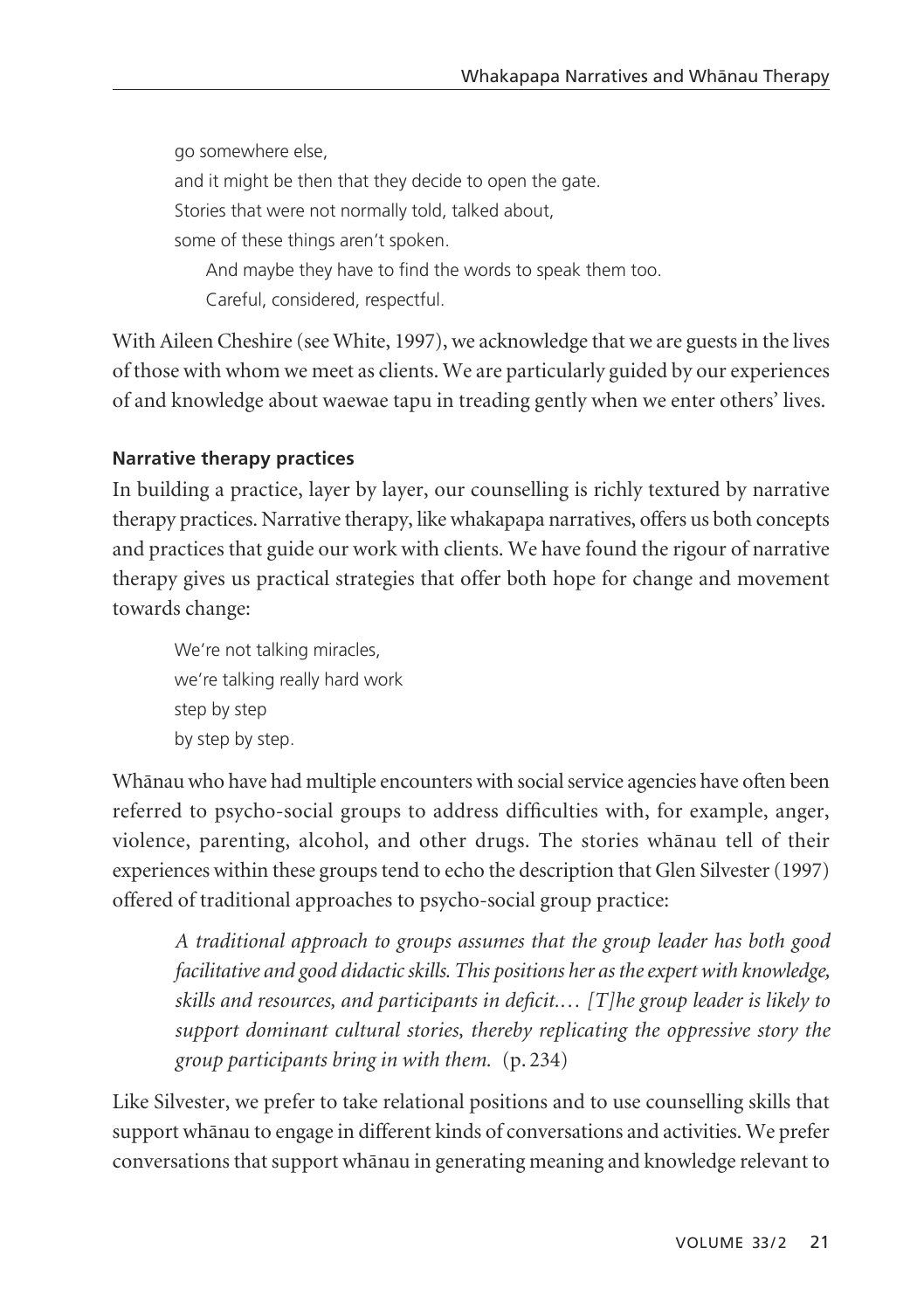go somewhere else,  
and it might be then that they decide to open the gate.  
Stories that were not normally told, talked about,  
some of these things aren't spoken.  
And maybe they have to find the words to speak them too.  
Careful, considered, respectful.

With Aileen Cheshire (see White, 1997), we acknowledge that we are guests in the lives of those with whom we meet as clients. We are particularly guided by our experiences of and knowledge about waewae tapu in treading gently when we enter others' lives.

### Narrative therapy practices

In building a practice, layer by layer, our counselling is richly textured by narrative therapy practices. Narrative therapy, like whakapapa narratives, offers us both concepts and practices that guide our work with clients. We have found the rigour of narrative therapy gives us practical strategies that offer both hope for change and movement towards change:

> We're not talking miracles,  
> we're talking really hard work  
> step by step  
> by step by step.

Whānau who have had multiple encounters with social service agencies have often been referred to psycho-social groups to address difficulties with, for example, anger, violence, parenting, alcohol, and other drugs. The stories whānau tell of their experiences within these groups tend to echo the description that Glen Silvester (1997) offered of traditional approaches to psycho-social group practice:

> *A traditional approach to groups assumes that the group leader has both good facilitative and good didactic skills. This positions her as the expert with knowledge, skills and resources, and participants in deficit.… [T]he group leader is likely to support dominant cultural stories, thereby replicating the oppressive story the group participants bring in with them.* (p. 234)

Like Silvester, we prefer to take relational positions and to use counselling skills that support whānau to engage in different kinds of conversations and activities. We prefer conversations that support whānau in generating meaning and knowledge relevant to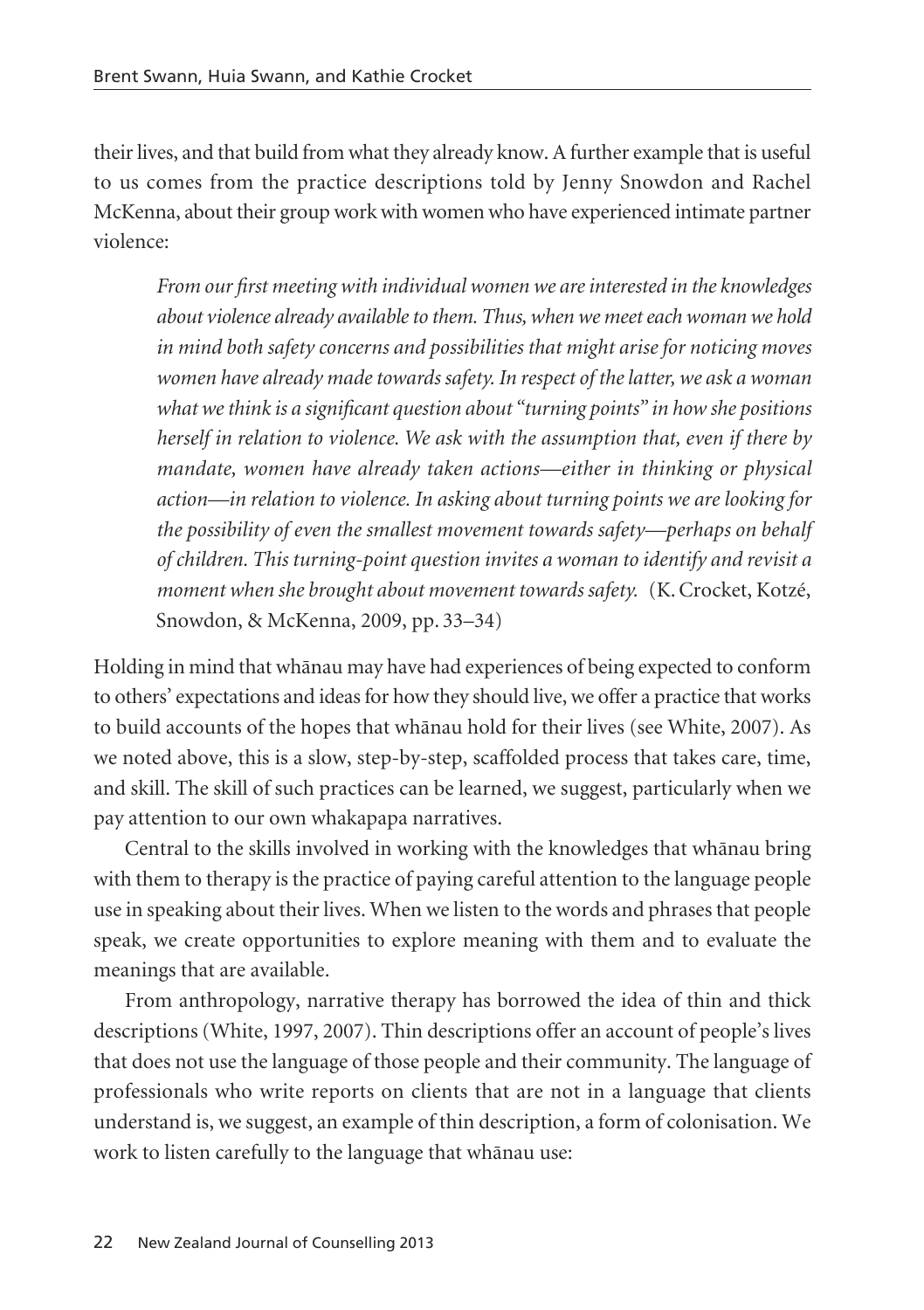their lives, and that build from what they already know. A further example that is useful to us comes from the practice descriptions told by Jenny Snowdon and Rachel McKenna, about their group work with women who have experienced intimate partner violence:

> *From our first meeting with individual women we are interested in the knowledges about violence already available to them. Thus, when we meet each woman we hold in mind both safety concerns and possibilities that might arise for noticing moves women have already made towards safety. In respect of the latter, we ask a woman what we think is a significant question about "turning points" in how she positions herself in relation to violence. We ask with the assumption that, even if there by mandate, women have already taken actions—either in thinking or physical action—in relation to violence. In asking about turning points we are looking for the possibility of even the smallest movement towards safety—perhaps on behalf of children. This turning-point question invites a woman to identify and revisit a moment when she brought about movement towards safety.* (K. Crocket, Kotzé, Snowdon, & McKenna, 2009, pp. 33–34)

Holding in mind that whānau may have had experiences of being expected to conform to others' expectations and ideas for how they should live, we offer a practice that works to build accounts of the hopes that whānau hold for their lives (see White, 2007). As we noted above, this is a slow, step-by-step, scaffolded process that takes care, time, and skill. The skill of such practices can be learned, we suggest, particularly when we pay attention to our own whakapapa narratives.

Central to the skills involved in working with the knowledges that whānau bring with them to therapy is the practice of paying careful attention to the language people use in speaking about their lives. When we listen to the words and phrases that people speak, we create opportunities to explore meaning with them and to evaluate the meanings that are available.

From anthropology, narrative therapy has borrowed the idea of thin and thick descriptions (White, 1997, 2007). Thin descriptions offer an account of people's lives that does not use the language of those people and their community. The language of professionals who write reports on clients that are not in a language that clients understand is, we suggest, an example of thin description, a form of colonisation. We work to listen carefully to the language that whānau use: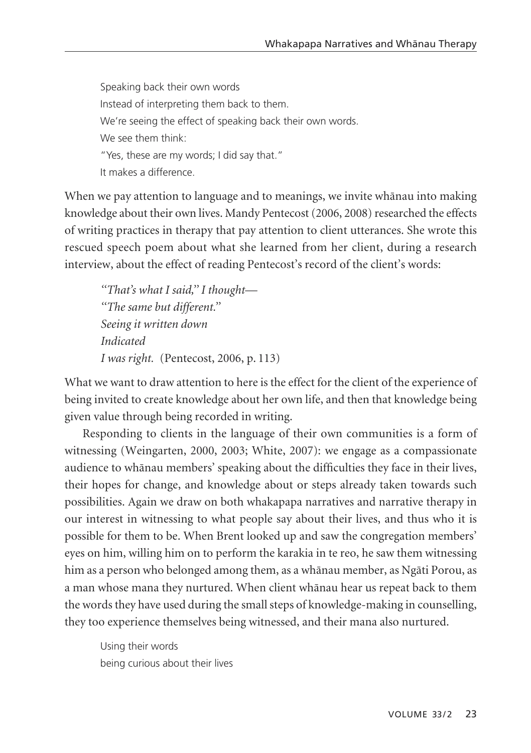Speaking back their own words  
Instead of interpreting them back to them.  
We're seeing the effect of speaking back their own words.  
We see them think:  
"Yes, these are my words; I did say that."  
It makes a difference.

When we pay attention to language and to meanings, we invite whānau into making knowledge about their own lives. Mandy Pentecost (2006, 2008) researched the effects of writing practices in therapy that pay attention to client utterances. She wrote this rescued speech poem about what she learned from her client, during a research interview, about the effect of reading Pentecost's record of the client's words:

> *"That's what I said," I thought—*  
> *"The same but different."*  
> *Seeing it written down*  
> *Indicated*  
> *I was right.* (Pentecost, 2006, p. 113)

What we want to draw attention to here is the effect for the client of the experience of being invited to create knowledge about her own life, and then that knowledge being given value through being recorded in writing.

Responding to clients in the language of their own communities is a form of witnessing (Weingarten, 2000, 2003; White, 2007): we engage as a compassionate audience to whānau members' speaking about the difficulties they face in their lives, their hopes for change, and knowledge about or steps already taken towards such possibilities. Again we draw on both whakapapa narratives and narrative therapy in our interest in witnessing to what people say about their lives, and thus who it is possible for them to be. When Brent looked up and saw the congregation members' eyes on him, willing him on to perform the karakia in te reo, he saw them witnessing him as a person who belonged among them, as a whānau member, as Ngāti Porou, as a man whose mana they nurtured. When client whānau hear us repeat back to them the words they have used during the small steps of knowledge-making in counselling, they too experience themselves being witnessed, and their mana also nurtured.

Using their words  
being curious about their lives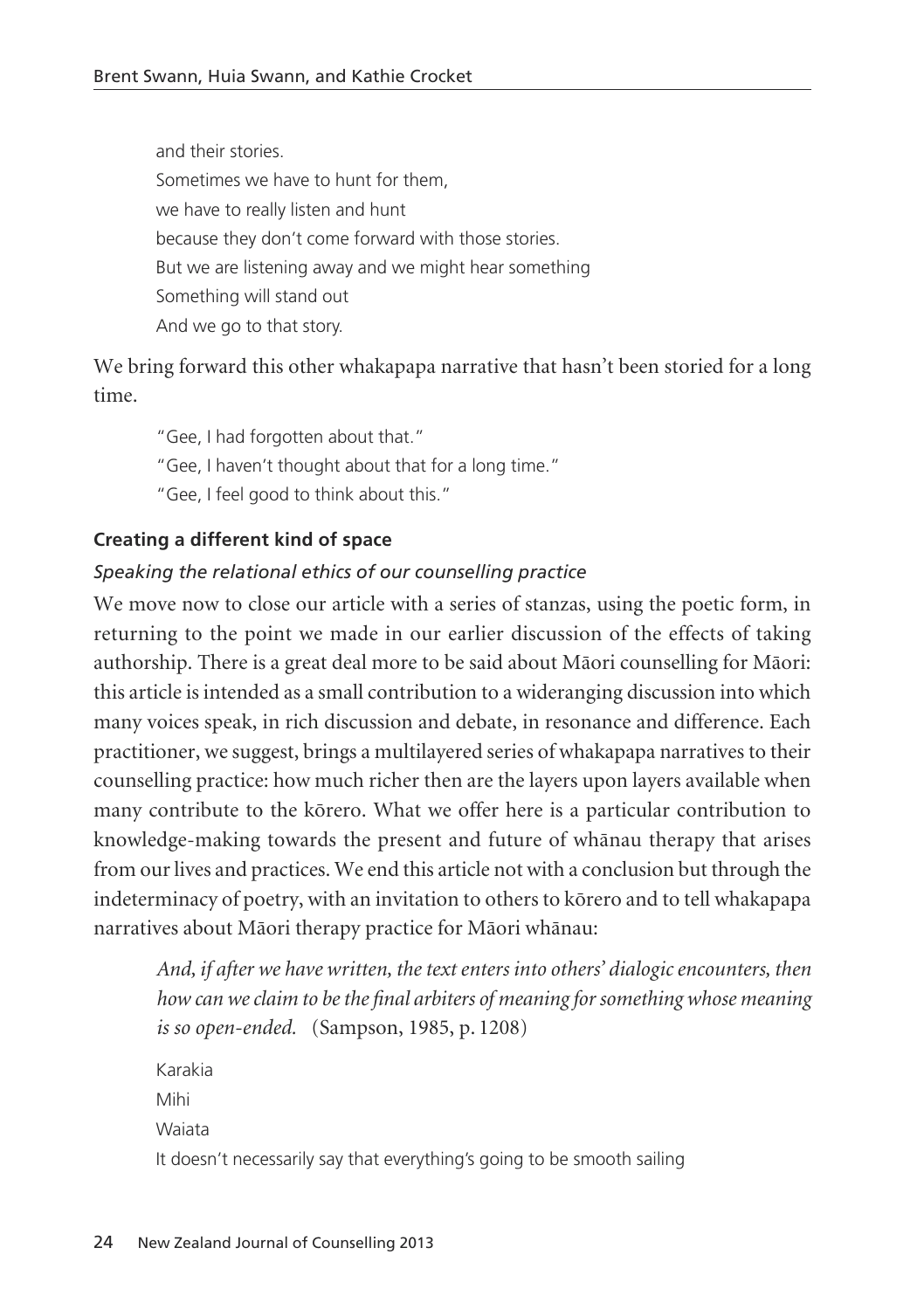and their stories.  
Sometimes we have to hunt for them,  
we have to really listen and hunt  
because they don't come forward with those stories.  
But we are listening away and we might hear something  
Something will stand out  
And we go to that story.

We bring forward this other whakapapa narrative that hasn't been storied for a long time.

"Gee, I had forgotten about that."  
"Gee, I haven't thought about that for a long time."  
"Gee, I feel good to think about this."

### Creating a different kind of space

#### *Speaking the relational ethics of our counselling practice*

We move now to close our article with a series of stanzas, using the poetic form, in returning to the point we made in our earlier discussion of the effects of taking authorship. There is a great deal more to be said about Māori counselling for Māori: this article is intended as a small contribution to a wideranging discussion into which many voices speak, in rich discussion and debate, in resonance and difference. Each practitioner, we suggest, brings a multilayered series of whakapapa narratives to their counselling practice: how much richer then are the layers upon layers available when many contribute to the kōrero. What we offer here is a particular contribution to knowledge-making towards the present and future of whānau therapy that arises from our lives and practices. We end this article not with a conclusion but through the indeterminacy of poetry, with an invitation to others to kōrero and to tell whakapapa narratives about Māori therapy practice for Māori whānau:

> *And, if after we have written, the text enters into others' dialogic encounters, then how can we claim to be the final arbiters of meaning for something whose meaning is so open-ended.* (Sampson, 1985, p. 1208)

Karakia  
Mihi  
Waiata  
It doesn't necessarily say that everything's going to be smooth sailing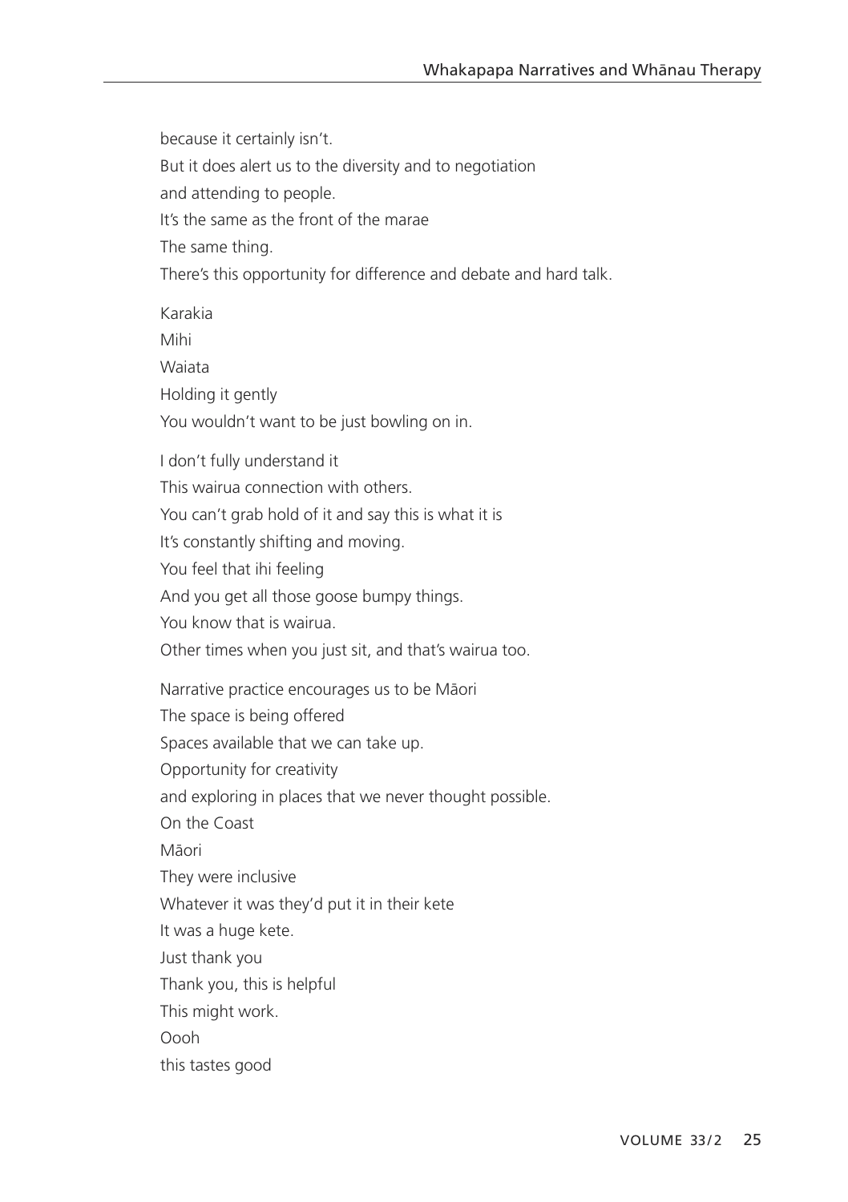because it certainly isn't.  
But it does alert us to the diversity and to negotiation  
and attending to people.  
It's the same as the front of the marae  
The same thing.  
There's this opportunity for difference and debate and hard talk.

Karakia  
Mihi  
Waiata  
Holding it gently  
You wouldn't want to be just bowling on in.

I don't fully understand it  
This wairua connection with others.  
You can't grab hold of it and say this is what it is  
It's constantly shifting and moving.  
You feel that ihi feeling  
And you get all those goose bumpy things.  
You know that is wairua.  
Other times when you just sit, and that's wairua too.

Narrative practice encourages us to be Māori  
The space is being offered  
Spaces available that we can take up.  
Opportunity for creativity  
and exploring in places that we never thought possible.  
On the Coast  
Māori  
They were inclusive  
Whatever it was they'd put it in their kete  
It was a huge kete.  
Just thank you  
Thank you, this is helpful  
This might work.  
Oooh  
this tastes good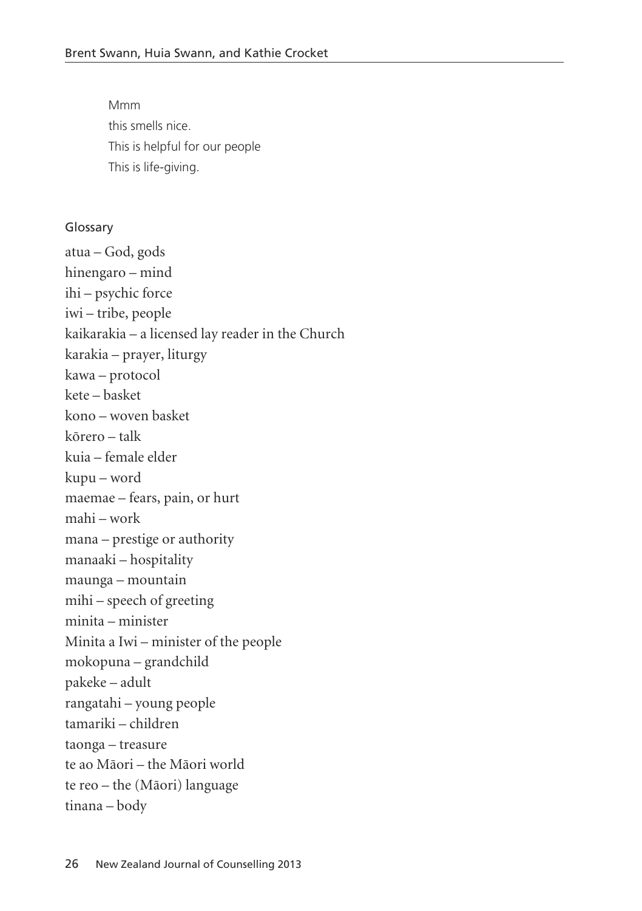Mmm
this smells nice.
This is helpful for our people
This is life-giving.

## Glossary

atua – God, gods
hinengaro – mind
ihi – psychic force
iwi – tribe, people
kaikarakia – a licensed lay reader in the Church
karakia – prayer, liturgy
kawa – protocol
kete – basket
kono – woven basket
kōrero – talk
kuia – female elder
kupu – word
maemae – fears, pain, or hurt
mahi – work
mana – prestige or authority
manaaki – hospitality
maunga – mountain
mihi – speech of greeting
minita – minister
Minita a Iwi – minister of the people
mokopuna – grandchild
pakeke – adult
rangatahi – young people
tamariki – children
taonga – treasure
te ao Māori – the Māori world
te reo – the (Māori) language
tinana – body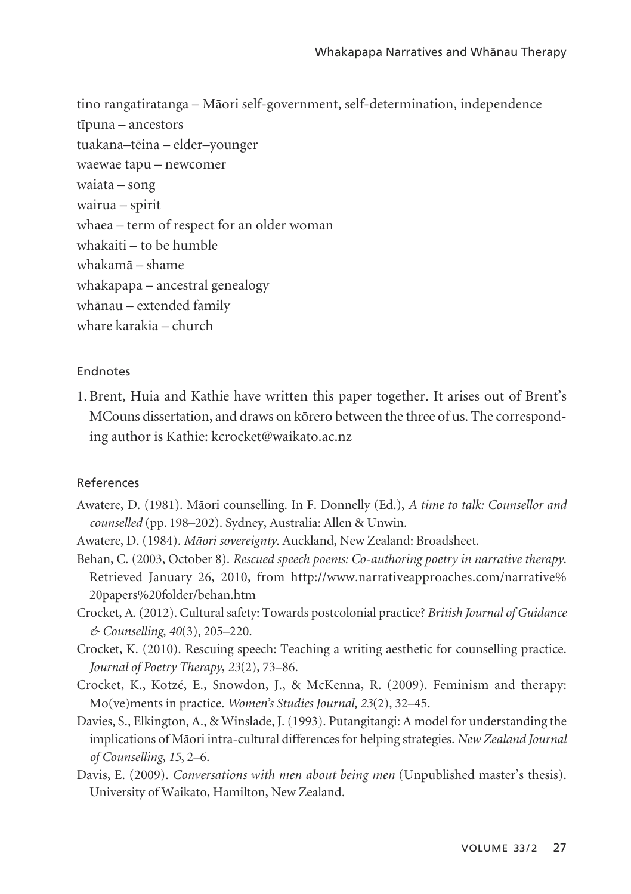tino rangatiratanga – Māori self-government, self-determination, independence
tīpuna – ancestors
tuakana–tēina – elder–younger
waewae tapu – newcomer
waiata – song
wairua – spirit
whaea – term of respect for an older woman
whakaiti – to be humble
whakamā – shame
whakapapa – ancestral genealogy
whānau – extended family
whare karakia – church

## Endnotes

1. Brent, Huia and Kathie have written this paper together. It arises out of Brent's MCouns dissertation, and draws on kōrero between the three of us. The corresponding author is Kathie: kcrocket@waikato.ac.nz

## References

Awatere, D. (1981). Māori counselling. In F. Donnelly (Ed.), *A time to talk: Counsellor and counselled* (pp. 198–202). Sydney, Australia: Allen & Unwin.

Awatere, D. (1984). *Māori sovereignty*. Auckland, New Zealand: Broadsheet.

Behan, C. (2003, October 8). *Rescued speech poems: Co-authoring poetry in narrative therapy*. Retrieved January 26, 2010, from http://www.narrativeapproaches.com/narrative%20papers%20folder/behan.htm

Crocket, A. (2012). Cultural safety: Towards postcolonial practice? *British Journal of Guidance & Counselling*, *40*(3), 205–220.

Crocket, K. (2010). Rescuing speech: Teaching a writing aesthetic for counselling practice. *Journal of Poetry Therapy*, *23*(2), 73–86.

Crocket, K., Kotzé, E., Snowdon, J., & McKenna, R. (2009). Feminism and therapy: Mo(ve)ments in practice. *Women's Studies Journal*, *23*(2), 32–45.

Davies, S., Elkington, A., & Winslade, J. (1993). Pūtangitangi: A model for understanding the implications of Māori intra-cultural differences for helping strategies. *New Zealand Journal of Counselling*, *15*, 2–6.

Davis, E. (2009). *Conversations with men about being men* (Unpublished master's thesis). University of Waikato, Hamilton, New Zealand.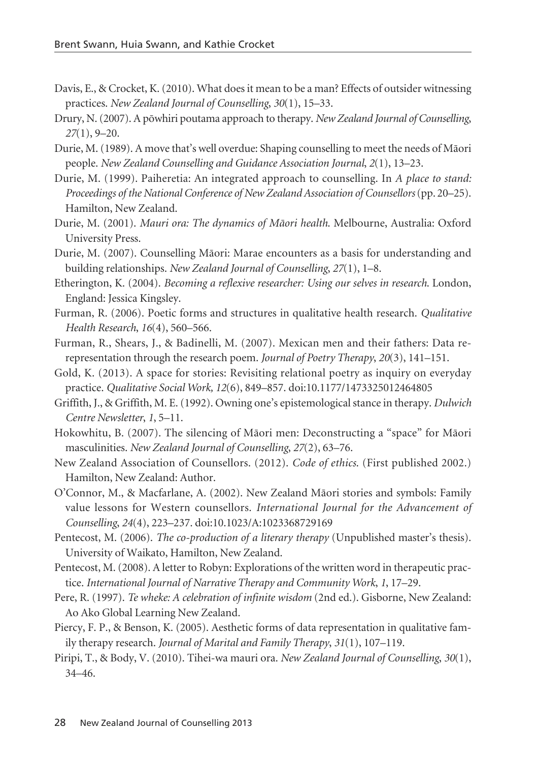Davis, E., & Crocket, K. (2010). What does it mean to be a man? Effects of outsider witnessing practices. *New Zealand Journal of Counselling*, *30*(1), 15–33.

Drury, N. (2007). A pōwhiri poutama approach to therapy. *New Zealand Journal of Counselling*, *27*(1), 9–20.

Durie, M. (1989). A move that's well overdue: Shaping counselling to meet the needs of Māori people. *New Zealand Counselling and Guidance Association Journal*, *2*(1), 13–23.

Durie, M. (1999). Paiheretia: An integrated approach to counselling. In *A place to stand: Proceedings of the National Conference of New Zealand Association of Counsellors* (pp. 20–25). Hamilton, New Zealand.

Durie, M. (2001). *Mauri ora: The dynamics of Māori health*. Melbourne, Australia: Oxford University Press.

Durie, M. (2007). Counselling Māori: Marae encounters as a basis for understanding and building relationships. *New Zealand Journal of Counselling*, *27*(1), 1–8.

Etherington, K. (2004). *Becoming a reflexive researcher: Using our selves in research*. London, England: Jessica Kingsley.

Furman, R. (2006). Poetic forms and structures in qualitative health research. *Qualitative Health Research*, *16*(4), 560–566.

Furman, R., Shears, J., & Badinelli, M. (2007). Mexican men and their fathers: Data re-representation through the research poem. *Journal of Poetry Therapy*, *20*(3), 141–151.

Gold, K. (2013). A space for stories: Revisiting relational poetry as inquiry on everyday practice. *Qualitative Social Work, 12*(6), 849–857. doi:10.1177/1473325012464805

Griffith, J., & Griffith, M. E. (1992). Owning one's epistemological stance in therapy. *Dulwich Centre Newsletter*, *1*, 5–11.

Hokowhitu, B. (2007). The silencing of Māori men: Deconstructing a "space" for Māori masculinities. *New Zealand Journal of Counselling*, *27*(2), 63–76.

New Zealand Association of Counsellors. (2012). *Code of ethics*. (First published 2002.) Hamilton, New Zealand: Author.

O'Connor, M., & Macfarlane, A. (2002). New Zealand Māori stories and symbols: Family value lessons for Western counsellors. *International Journal for the Advancement of Counselling*, *24*(4), 223–237. doi:10.1023/A:1023368729169

Pentecost, M. (2006). *The co-production of a literary therapy* (Unpublished master's thesis). University of Waikato, Hamilton, New Zealand.

Pentecost, M. (2008). A letter to Robyn: Explorations of the written word in therapeutic practice. *International Journal of Narrative Therapy and Community Work*, *1*, 17–29.

Pere, R. (1997). *Te wheke: A celebration of infinite wisdom* (2nd ed.). Gisborne, New Zealand: Ao Ako Global Learning New Zealand.

Piercy, F. P., & Benson, K. (2005). Aesthetic forms of data representation in qualitative family therapy research. *Journal of Marital and Family Therapy*, *31*(1), 107–119.

Piripi, T., & Body, V. (2010). Tihei-wa mauri ora. *New Zealand Journal of Counselling*, *30*(1), 34–46.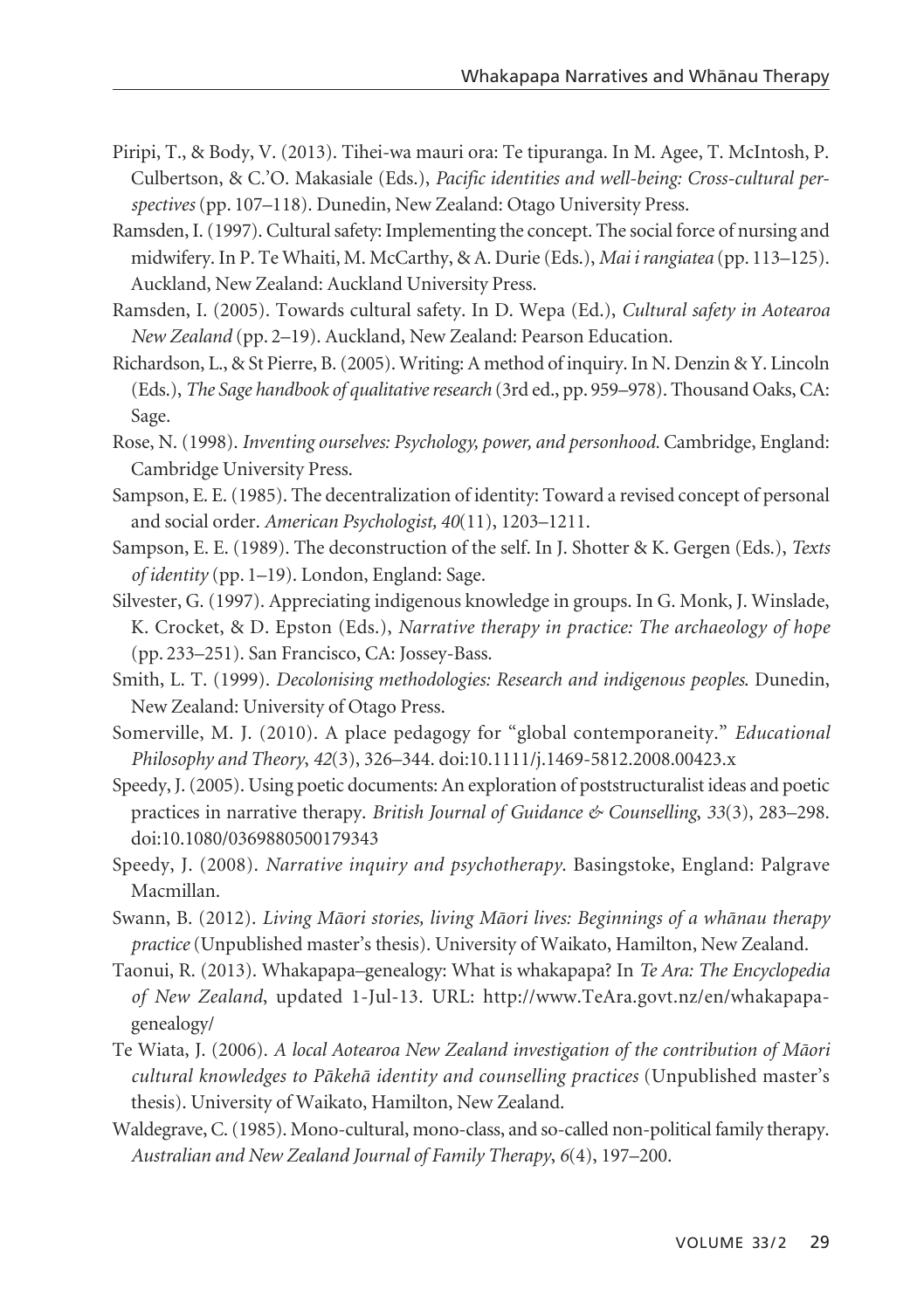Piripi, T., & Body, V. (2013). Tihei-wa mauri ora: Te tipuranga. In M. Agee, T. McIntosh, P. Culbertson, & C.'O. Makasiale (Eds.), *Pacific identities and well-being: Cross-cultural perspectives* (pp. 107–118). Dunedin, New Zealand: Otago University Press.

Ramsden, I. (1997). Cultural safety: Implementing the concept. The social force of nursing and midwifery. In P. Te Whaiti, M. McCarthy, & A. Durie (Eds.), *Mai i rangiatea* (pp. 113–125). Auckland, New Zealand: Auckland University Press.

Ramsden, I. (2005). Towards cultural safety. In D. Wepa (Ed.), *Cultural safety in Aotearoa New Zealand* (pp. 2–19). Auckland, New Zealand: Pearson Education.

Richardson, L., & St Pierre, B. (2005). Writing: A method of inquiry. In N. Denzin & Y. Lincoln (Eds.), *The Sage handbook of qualitative research* (3rd ed., pp. 959–978). Thousand Oaks, CA: Sage.

Rose, N. (1998). *Inventing ourselves: Psychology, power, and personhood.* Cambridge, England: Cambridge University Press.

Sampson, E. E. (1985). The decentralization of identity: Toward a revised concept of personal and social order. *American Psychologist, 40*(11), 1203–1211.

Sampson, E. E. (1989). The deconstruction of the self. In J. Shotter & K. Gergen (Eds.), *Texts of identity* (pp. 1–19). London, England: Sage.

Silvester, G. (1997). Appreciating indigenous knowledge in groups. In G. Monk, J. Winslade, K. Crocket, & D. Epston (Eds.), *Narrative therapy in practice: The archaeology of hope* (pp. 233–251). San Francisco, CA: Jossey-Bass.

Smith, L. T. (1999). *Decolonising methodologies: Research and indigenous peoples.* Dunedin, New Zealand: University of Otago Press.

Somerville, M. J. (2010). A place pedagogy for "global contemporaneity." *Educational Philosophy and Theory*, *42*(3), 326–344. doi:10.1111/j.1469-5812.2008.00423.x

Speedy, J. (2005). Using poetic documents: An exploration of poststructuralist ideas and poetic practices in narrative therapy. *British Journal of Guidance & Counselling*, *33*(3), 283–298. doi:10.1080/0369880500179343

Speedy, J. (2008). *Narrative inquiry and psychotherapy*. Basingstoke, England: Palgrave Macmillan.

Swann, B. (2012). *Living Māori stories, living Māori lives: Beginnings of a whānau therapy practice* (Unpublished master's thesis). University of Waikato, Hamilton, New Zealand.

Taonui, R. (2013). Whakapapa–genealogy: What is whakapapa? In *Te Ara: The Encyclopedia of New Zealand*, updated 1-Jul-13. URL: http://www.TeAra.govt.nz/en/whakapapa-genealogy/

Te Wiata, J. (2006). *A local Aotearoa New Zealand investigation of the contribution of Māori cultural knowledges to Pākehā identity and counselling practices* (Unpublished master's thesis). University of Waikato, Hamilton, New Zealand.

Waldegrave, C. (1985). Mono-cultural, mono-class, and so-called non-political family therapy. *Australian and New Zealand Journal of Family Therapy*, *6*(4), 197–200.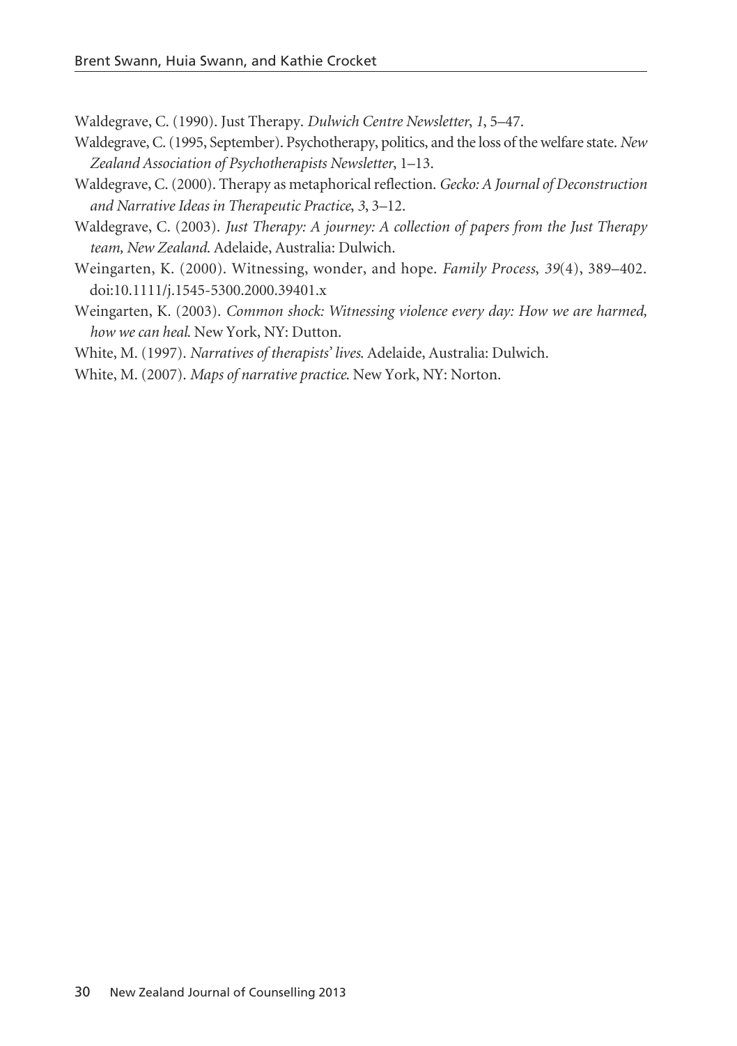Waldegrave, C. (1990). Just Therapy. *Dulwich Centre Newsletter*, *1*, 5–47.

Waldegrave, C. (1995, September). Psychotherapy, politics, and the loss of the welfare state. *New Zealand Association of Psychotherapists Newsletter*, 1–13.

Waldegrave, C. (2000). Therapy as metaphorical reflection. *Gecko: A Journal of Deconstruction and Narrative Ideas in Therapeutic Practice*, *3*, 3–12.

Waldegrave, C. (2003). *Just Therapy: A journey: A collection of papers from the Just Therapy team, New Zealand*. Adelaide, Australia: Dulwich.

Weingarten, K. (2000). Witnessing, wonder, and hope. *Family Process*, *39*(4), 389–402. doi:10.1111/j.1545-5300.2000.39401.x

Weingarten, K. (2003). *Common shock: Witnessing violence every day: How we are harmed, how we can heal*. New York, NY: Dutton.

White, M. (1997). *Narratives of therapists' lives*. Adelaide, Australia: Dulwich.

White, M. (2007). *Maps of narrative practice*. New York, NY: Norton.